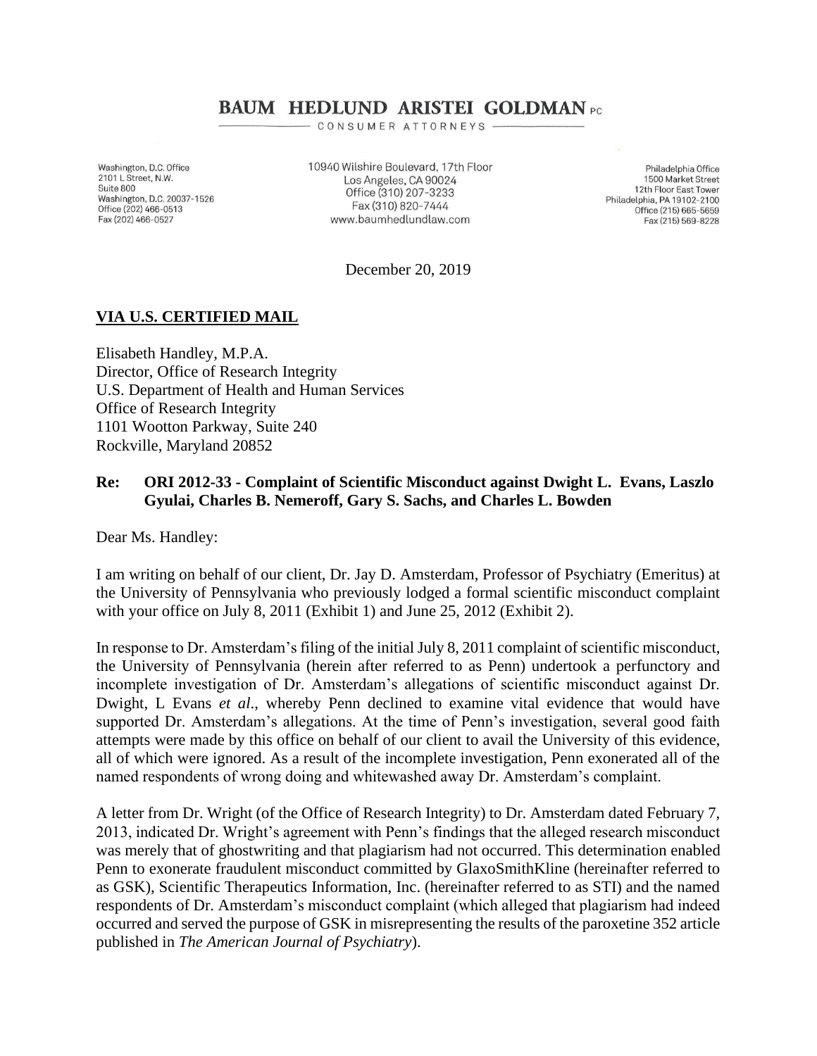# BAUM HEDLUND ARISTEI GOLDMAN PC

CONSUMER ATTORNEYS

Washington, D.C. Office
2101 L Street, N.W.
Suite 800
Washington, D.C. 20037-1526
Office (202) 466-0513
Fax (202) 466-0527

10940 Wilshire Boulevard, 17th Floor
Los Angeles, CA 90024
Office (310) 207-3233
Fax (310) 820-7444
www.baumhedlundlaw.com

Philadelphia Office
1500 Market Street
12th Floor East Tower
Philadelphia, PA 19102-2100
Office (215) 665-5659
Fax (215) 569-8228

December 20, 2019

**VIA U.S. CERTIFIED MAIL**

Elisabeth Handley, M.P.A.
Director, Office of Research Integrity
U.S. Department of Health and Human Services
Office of Research Integrity
1101 Wootton Parkway, Suite 240
Rockville, Maryland 20852

**Re: ORI 2012-33 - Complaint of Scientific Misconduct against Dwight L. Evans, Laszlo Gyulai, Charles B. Nemeroff, Gary S. Sachs, and Charles L. Bowden**

Dear Ms. Handley:

I am writing on behalf of our client, Dr. Jay D. Amsterdam, Professor of Psychiatry (Emeritus) at the University of Pennsylvania who previously lodged a formal scientific misconduct complaint with your office on July 8, 2011 (Exhibit 1) and June 25, 2012 (Exhibit 2).

In response to Dr. Amsterdam's filing of the initial July 8, 2011 complaint of scientific misconduct, the University of Pennsylvania (herein after referred to as Penn) undertook a perfunctory and incomplete investigation of Dr. Amsterdam's allegations of scientific misconduct against Dr. Dwight, L Evans *et al*., whereby Penn declined to examine vital evidence that would have supported Dr. Amsterdam's allegations. At the time of Penn's investigation, several good faith attempts were made by this office on behalf of our client to avail the University of this evidence, all of which were ignored. As a result of the incomplete investigation, Penn exonerated all of the named respondents of wrong doing and whitewashed away Dr. Amsterdam's complaint.

A letter from Dr. Wright (of the Office of Research Integrity) to Dr. Amsterdam dated February 7, 2013, indicated Dr. Wright's agreement with Penn's findings that the alleged research misconduct was merely that of ghostwriting and that plagiarism had not occurred. This determination enabled Penn to exonerate fraudulent misconduct committed by GlaxoSmithKline (hereinafter referred to as GSK), Scientific Therapeutics Information, Inc. (hereinafter referred to as STI) and the named respondents of Dr. Amsterdam's misconduct complaint (which alleged that plagiarism had indeed occurred and served the purpose of GSK in misrepresenting the results of the paroxetine 352 article published in *The American Journal of Psychiatry*).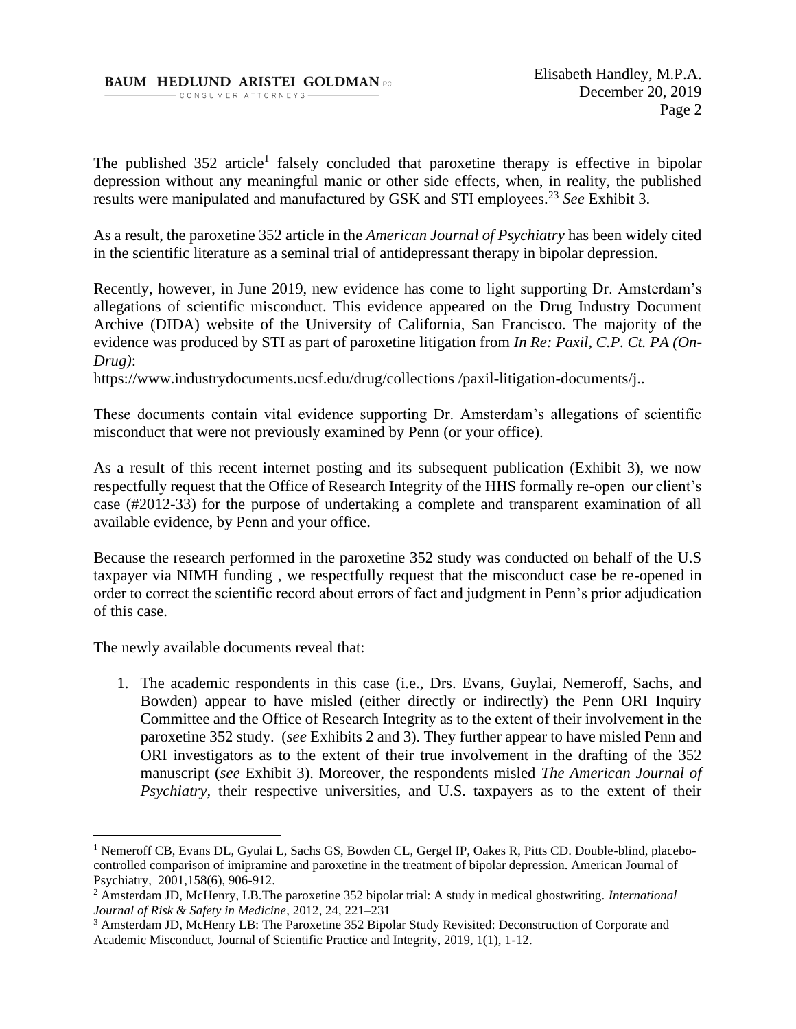The published 352 article[1] falsely concluded that paroxetine therapy is effective in bipolar depression without any meaningful manic or other side effects, when, in reality, the published results were manipulated and manufactured by GSK and STI employees.[23] *See* Exhibit 3.

As a result, the paroxetine 352 article in the *American Journal of Psychiatry* has been widely cited in the scientific literature as a seminal trial of antidepressant therapy in bipolar depression.

Recently, however, in June 2019, new evidence has come to light supporting Dr. Amsterdam's allegations of scientific misconduct. This evidence appeared on the Drug Industry Document Archive (DIDA) website of the University of California, San Francisco. The majority of the evidence was produced by STI as part of paroxetine litigation from *In Re: Paxil, C.P. Ct. PA (On-Drug)*:
https://www.industrydocuments.ucsf.edu/drug/collections /paxil-litigation-documents/j..

These documents contain vital evidence supporting Dr. Amsterdam's allegations of scientific misconduct that were not previously examined by Penn (or your office).

As a result of this recent internet posting and its subsequent publication (Exhibit 3), we now respectfully request that the Office of Research Integrity of the HHS formally re-open our client's case (#2012-33) for the purpose of undertaking a complete and transparent examination of all available evidence, by Penn and your office.

Because the research performed in the paroxetine 352 study was conducted on behalf of the U.S taxpayer via NIMH funding , we respectfully request that the misconduct case be re-opened in order to correct the scientific record about errors of fact and judgment in Penn's prior adjudication of this case.

The newly available documents reveal that:

1. The academic respondents in this case (i.e., Drs. Evans, Guylai, Nemeroff, Sachs, and Bowden) appear to have misled (either directly or indirectly) the Penn ORI Inquiry Committee and the Office of Research Integrity as to the extent of their involvement in the paroxetine 352 study. (*see* Exhibits 2 and 3). They further appear to have misled Penn and ORI investigators as to the extent of their true involvement in the drafting of the 352 manuscript (*see* Exhibit 3). Moreover, the respondents misled *The American Journal of Psychiatry*, their respective universities, and U.S. taxpayers as to the extent of their

---

[1] Nemeroff CB, Evans DL, Gyulai L, Sachs GS, Bowden CL, Gergel IP, Oakes R, Pitts CD. Double-blind, placebo-controlled comparison of imipramine and paroxetine in the treatment of bipolar depression. American Journal of Psychiatry, 2001,158(6), 906-912.

[2] Amsterdam JD, McHenry, LB.The paroxetine 352 bipolar trial: A study in medical ghostwriting. *International Journal of Risk & Safety in Medicine*, 2012, 24, 221–231

[3] Amsterdam JD, McHenry LB: The Paroxetine 352 Bipolar Study Revisited: Deconstruction of Corporate and Academic Misconduct, Journal of Scientific Practice and Integrity, 2019, 1(1), 1-12.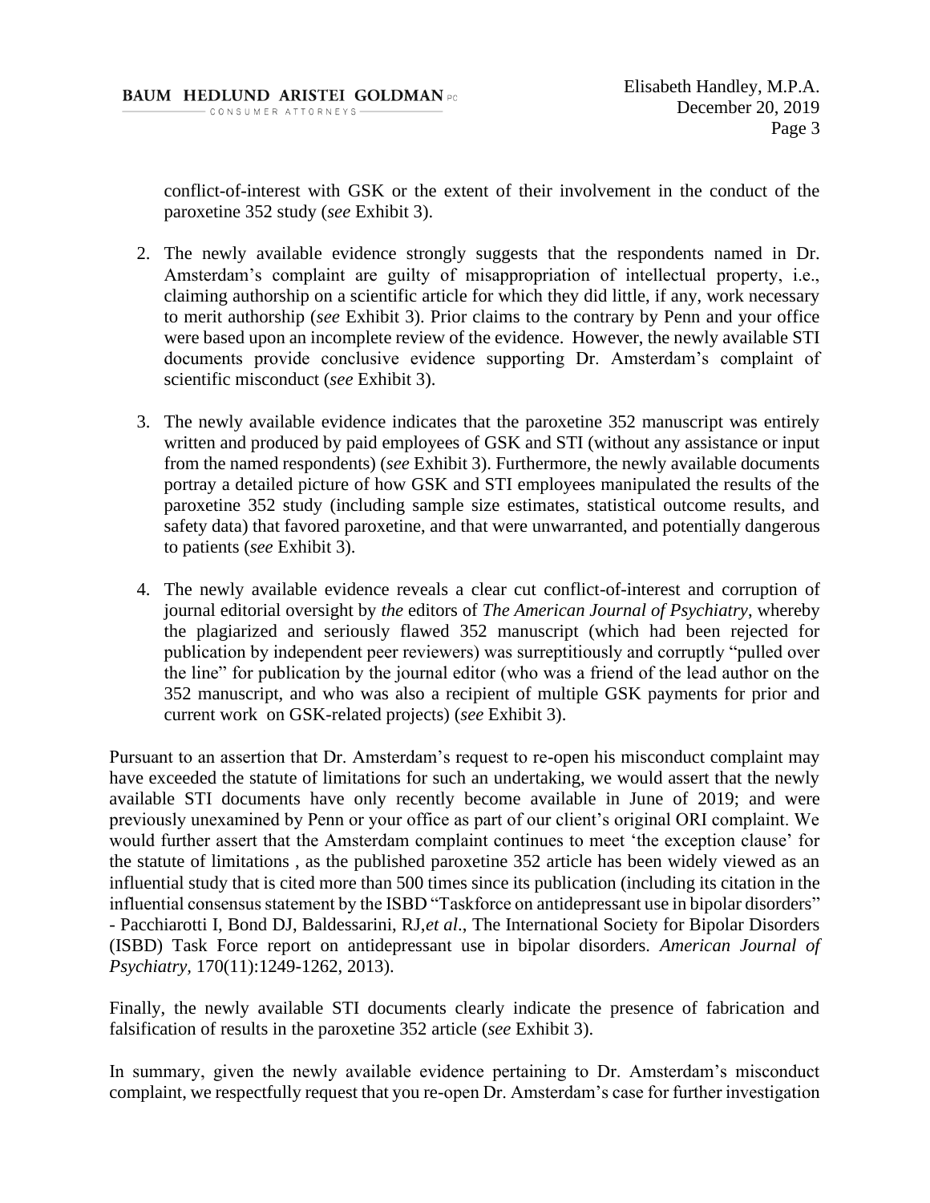conflict-of-interest with GSK or the extent of their involvement in the conduct of the paroxetine 352 study (*see* Exhibit 3).

2. The newly available evidence strongly suggests that the respondents named in Dr. Amsterdam's complaint are guilty of misappropriation of intellectual property, i.e., claiming authorship on a scientific article for which they did little, if any, work necessary to merit authorship (*see* Exhibit 3). Prior claims to the contrary by Penn and your office were based upon an incomplete review of the evidence. However, the newly available STI documents provide conclusive evidence supporting Dr. Amsterdam's complaint of scientific misconduct (*see* Exhibit 3).

3. The newly available evidence indicates that the paroxetine 352 manuscript was entirely written and produced by paid employees of GSK and STI (without any assistance or input from the named respondents) (*see* Exhibit 3). Furthermore, the newly available documents portray a detailed picture of how GSK and STI employees manipulated the results of the paroxetine 352 study (including sample size estimates, statistical outcome results, and safety data) that favored paroxetine, and that were unwarranted, and potentially dangerous to patients (*see* Exhibit 3).

4. The newly available evidence reveals a clear cut conflict-of-interest and corruption of journal editorial oversight by *the* editors of *The American Journal of Psychiatry*, whereby the plagiarized and seriously flawed 352 manuscript (which had been rejected for publication by independent peer reviewers) was surreptitiously and corruptly "pulled over the line" for publication by the journal editor (who was a friend of the lead author on the 352 manuscript, and who was also a recipient of multiple GSK payments for prior and current work on GSK-related projects) (*see* Exhibit 3).

Pursuant to an assertion that Dr. Amsterdam's request to re-open his misconduct complaint may have exceeded the statute of limitations for such an undertaking, we would assert that the newly available STI documents have only recently become available in June of 2019; and were previously unexamined by Penn or your office as part of our client's original ORI complaint. We would further assert that the Amsterdam complaint continues to meet 'the exception clause' for the statute of limitations , as the published paroxetine 352 article has been widely viewed as an influential study that is cited more than 500 times since its publication (including its citation in the influential consensus statement by the ISBD "Taskforce on antidepressant use in bipolar disorders" - Pacchiarotti I, Bond DJ, Baldessarini, RJ,*et al*., The International Society for Bipolar Disorders (ISBD) Task Force report on antidepressant use in bipolar disorders. *American Journal of Psychiatry*, 170(11):1249-1262, 2013).

Finally, the newly available STI documents clearly indicate the presence of fabrication and falsification of results in the paroxetine 352 article (*see* Exhibit 3).

In summary, given the newly available evidence pertaining to Dr. Amsterdam's misconduct complaint, we respectfully request that you re-open Dr. Amsterdam's case for further investigation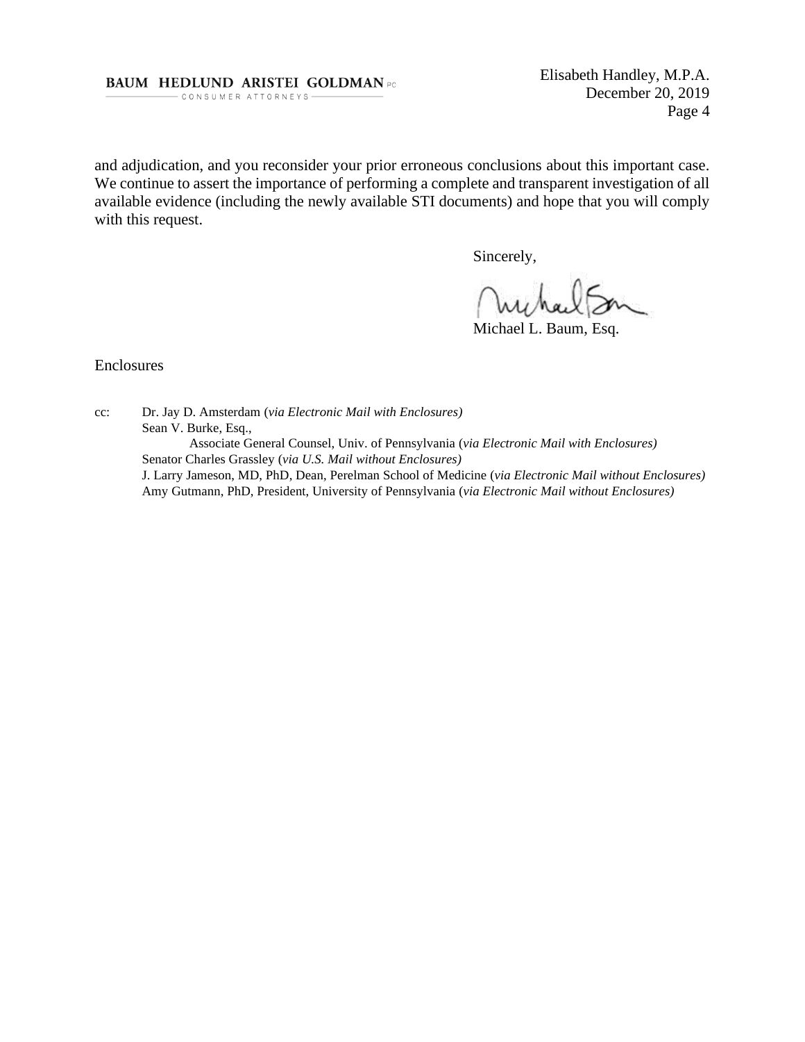and adjudication, and you reconsider your prior erroneous conclusions about this important case. We continue to assert the importance of performing a complete and transparent investigation of all available evidence (including the newly available STI documents) and hope that you will comply with this request.

Sincerely,

Michael L. Baum, Esq.

Enclosures

cc: Dr. Jay D. Amsterdam (*via Electronic Mail with Enclosures)*
Sean V. Burke, Esq.,
Associate General Counsel, Univ. of Pennsylvania (*via Electronic Mail with Enclosures)*
Senator Charles Grassley (*via U.S. Mail without Enclosures)*
J. Larry Jameson, MD, PhD, Dean, Perelman School of Medicine (*via Electronic Mail without Enclosures)*
Amy Gutmann, PhD, President, University of Pennsylvania (*via Electronic Mail without Enclosures)*